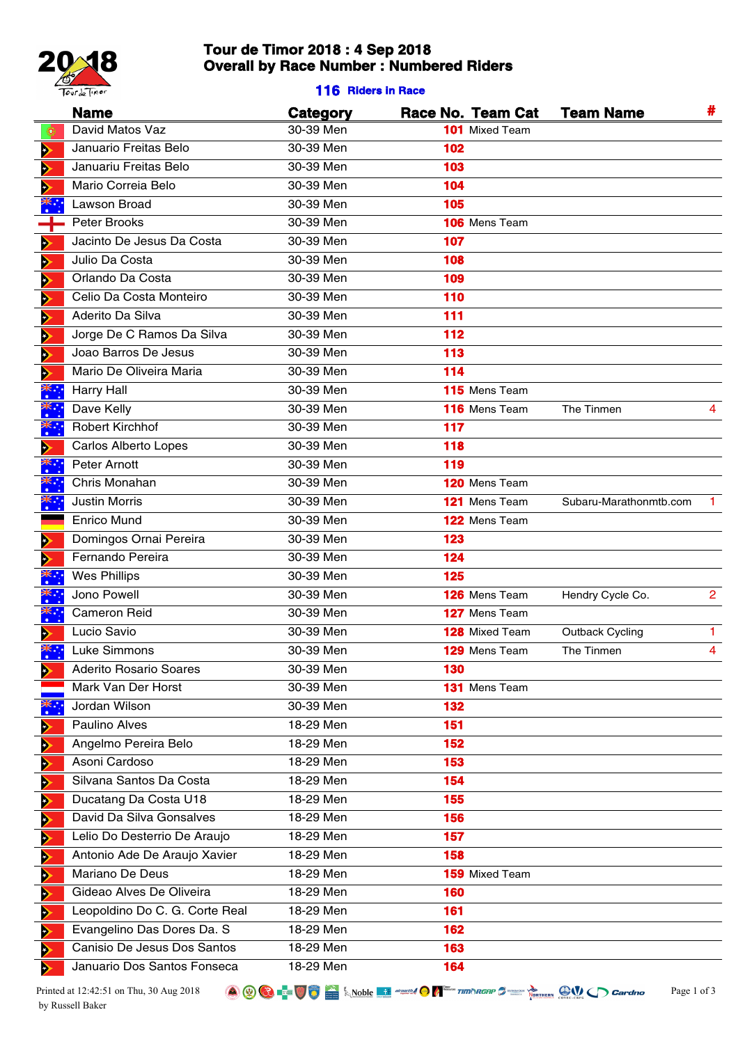# Tour de Timor 2018 : 4 Sep 2018
## Overall by Race Number : Numbered Riders

**116 Riders in Race**

| Name | Category | Race No. | Team Cat | Team Name | # |
|---|---|---|---|---|---|
| David Matos Vaz | 30-39 Men | 101 | Mixed Team | | |
| Januario Freitas Belo | 30-39 Men | 102 | | | |
| Januariu Freitas Belo | 30-39 Men | 103 | | | |
| Mario Correia Belo | 30-39 Men | 104 | | | |
| Lawson Broad | 30-39 Men | 105 | | | |
| Peter Brooks | 30-39 Men | 106 | Mens Team | | |
| Jacinto De Jesus Da Costa | 30-39 Men | 107 | | | |
| Julio Da Costa | 30-39 Men | 108 | | | |
| Orlando Da Costa | 30-39 Men | 109 | | | |
| Celio Da Costa Monteiro | 30-39 Men | 110 | | | |
| Aderito Da Silva | 30-39 Men | 111 | | | |
| Jorge De C Ramos Da Silva | 30-39 Men | 112 | | | |
| Joao Barros De Jesus | 30-39 Men | 113 | | | |
| Mario De Oliveira Maria | 30-39 Men | 114 | | | |
| Harry Hall | 30-39 Men | 115 | Mens Team | | |
| Dave Kelly | 30-39 Men | 116 | Mens Team | The Tinmen | 4 |
| Robert Kirchhof | 30-39 Men | 117 | | | |
| Carlos Alberto Lopes | 30-39 Men | 118 | | | |
| Peter Arnott | 30-39 Men | 119 | | | |
| Chris Monahan | 30-39 Men | 120 | Mens Team | | |
| Justin Morris | 30-39 Men | 121 | Mens Team | Subaru-Marathonmtb.com | 1 |
| Enrico Mund | 30-39 Men | 122 | Mens Team | | |
| Domingos Ornai Pereira | 30-39 Men | 123 | | | |
| Fernando Pereira | 30-39 Men | 124 | | | |
| Wes Phillips | 30-39 Men | 125 | | | |
| Jono Powell | 30-39 Men | 126 | Mens Team | Hendry Cycle Co. | 2 |
| Cameron Reid | 30-39 Men | 127 | Mens Team | | |
| Lucio Savio | 30-39 Men | 128 | Mixed Team | Outback Cycling | 1 |
| Luke Simmons | 30-39 Men | 129 | Mens Team | The Tinmen | 4 |
| Aderito Rosario Soares | 30-39 Men | 130 | | | |
| Mark Van Der Horst | 30-39 Men | 131 | Mens Team | | |
| Jordan Wilson | 30-39 Men | 132 | | | |
| Paulino Alves | 18-29 Men | 151 | | | |
| Angelmo Pereira Belo | 18-29 Men | 152 | | | |
| Asoni Cardoso | 18-29 Men | 153 | | | |
| Silvana Santos Da Costa | 18-29 Men | 154 | | | |
| Ducatang Da Costa U18 | 18-29 Men | 155 | | | |
| David Da Silva Gonsalves | 18-29 Men | 156 | | | |
| Lelio Do Desterrio De Araujo | 18-29 Men | 157 | | | |
| Antonio Ade De Araujo Xavier | 18-29 Men | 158 | | | |
| Mariano De Deus | 18-29 Men | 159 | Mixed Team | | |
| Gideao Alves De Oliveira | 18-29 Men | 160 | | | |
| Leopoldino Do C. G. Corte Real | 18-29 Men | 161 | | | |
| Evangelino Das Dores Da. S | 18-29 Men | 162 | | | |
| Canisio De Jesus Dos Santos | 18-29 Men | 163 | | | |
| Januario Dos Santos Fonseca | 18-29 Men | 164 | | | |

Printed at 12:42:51 on Thu, 30 Aug 2018 by Russell Baker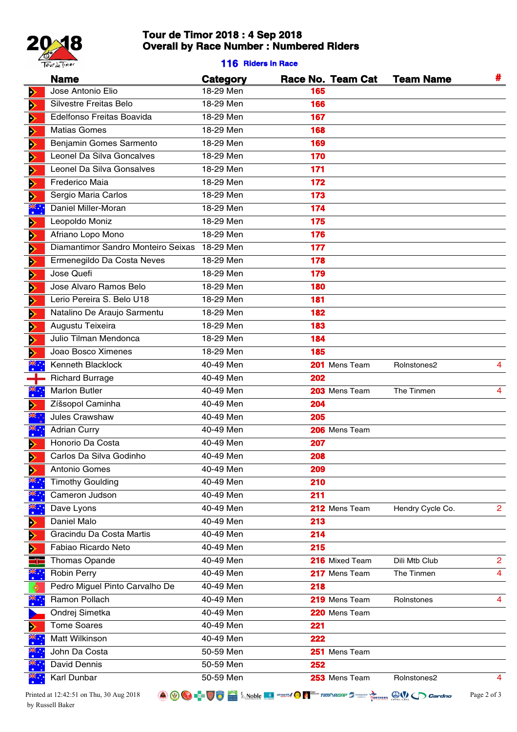# Tour de Timor 2018 : 4 Sep 2018
## Overall by Race Number : Numbered Riders

**116 Riders in Race**

| Name | Category | Race No. | Team Cat | Team Name | # |
|---|---|---|---|---|---|
| Jose Antonio Elio | 18-29 Men | 165 | | | |
| Silvestre Freitas Belo | 18-29 Men | 166 | | | |
| Edelfonso Freitas Boavida | 18-29 Men | 167 | | | |
| Matias Gomes | 18-29 Men | 168 | | | |
| Benjamin Gomes Sarmento | 18-29 Men | 169 | | | |
| Leonel Da Silva Goncalves | 18-29 Men | 170 | | | |
| Leonel Da Silva Gonsalves | 18-29 Men | 171 | | | |
| Frederico Maia | 18-29 Men | 172 | | | |
| Sergio Maria Carlos | 18-29 Men | 173 | | | |
| Daniel Miller-Moran | 18-29 Men | 174 | | | |
| Leopoldo Moniz | 18-29 Men | 175 | | | |
| Afriano Lopo Mono | 18-29 Men | 176 | | | |
| Diamantimor Sandro Monteiro Seixas | 18-29 Men | 177 | | | |
| Ermenegildo Da Costa Neves | 18-29 Men | 178 | | | |
| Jose Quefi | 18-29 Men | 179 | | | |
| Jose Alvaro Ramos Belo | 18-29 Men | 180 | | | |
| Lerio Pereira S. Belo U18 | 18-29 Men | 181 | | | |
| Natalino De Araujo Sarmentu | 18-29 Men | 182 | | | |
| Augustu Teixeira | 18-29 Men | 183 | | | |
| Julio Tilman Mendonca | 18-29 Men | 184 | | | |
| Joao Bosco Ximenes | 18-29 Men | 185 | | | |
| Kenneth Blacklock | 40-49 Men | 201 | Mens Team | Rolnstones2 | 4 |
| Richard Burrage | 40-49 Men | 202 | | | |
| Marlon Butler | 40-49 Men | 203 | Mens Team | The Tinmen | 4 |
| Zíšsopol Caminha | 40-49 Men | 204 | | | |
| Jules Crawshaw | 40-49 Men | 205 | | | |
| Adrian Curry | 40-49 Men | 206 | Mens Team | | |
| Honorio Da Costa | 40-49 Men | 207 | | | |
| Carlos Da Silva Godinho | 40-49 Men | 208 | | | |
| Antonio Gomes | 40-49 Men | 209 | | | |
| Timothy Goulding | 40-49 Men | 210 | | | |
| Cameron Judson | 40-49 Men | 211 | | | |
| Dave Lyons | 40-49 Men | 212 | Mens Team | Hendry Cycle Co. | 2 |
| Daniel Malo | 40-49 Men | 213 | | | |
| Gracindu Da Costa Martis | 40-49 Men | 214 | | | |
| Fabiao Ricardo Neto | 40-49 Men | 215 | | | |
| Thomas Opande | 40-49 Men | 216 | Mixed Team | Dili Mtb Club | 2 |
| Robin Perry | 40-49 Men | 217 | Mens Team | The Tinmen | 4 |
| Pedro Miguel Pinto Carvalho De | 40-49 Men | 218 | | | |
| Ramon Pollach | 40-49 Men | 219 | Mens Team | Rolnstones | 4 |
| Ondrej Simetka | 40-49 Men | 220 | Mens Team | | |
| Tome Soares | 40-49 Men | 221 | | | |
| Matt Wilkinson | 40-49 Men | 222 | | | |
| John Da Costa | 50-59 Men | 251 | Mens Team | | |
| David Dennis | 50-59 Men | 252 | | | |
| Karl Dunbar | 50-59 Men | 253 | Mens Team | Rolnstones2 | 4 |

Printed at 12:42:51 on Thu, 30 Aug 2018 by Russell Baker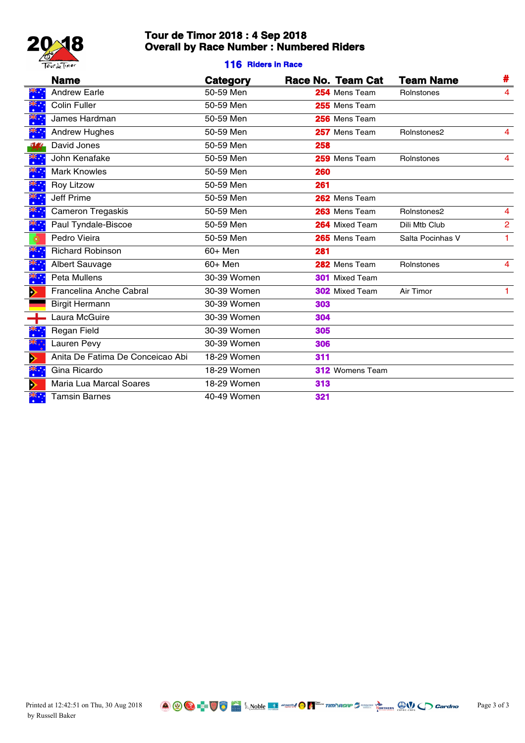# Tour de Timor 2018 : 4 Sep 2018
## Overall by Race Number : Numbered Riders

**116 Riders in Race**

| Name | Category | Race No. | Team Cat | Team Name | # |
|---|---|---|---|---|---|
| Andrew Earle | 50-59 Men | **254** | Mens Team | Rolnstones | 4 |
| Colin Fuller | 50-59 Men | **255** | Mens Team | | |
| James Hardman | 50-59 Men | **256** | Mens Team | | |
| Andrew Hughes | 50-59 Men | **257** | Mens Team | Rolnstones2 | 4 |
| David Jones | 50-59 Men | **258** | | | |
| John Kenafake | 50-59 Men | **259** | Mens Team | Rolnstones | 4 |
| Mark Knowles | 50-59 Men | **260** | | | |
| Roy Litzow | 50-59 Men | **261** | | | |
| Jeff Prime | 50-59 Men | **262** | Mens Team | | |
| Cameron Tregaskis | 50-59 Men | **263** | Mens Team | Rolnstones2 | 4 |
| Paul Tyndale-Biscoe | 50-59 Men | **264** | Mixed Team | Dili Mtb Club | 2 |
| Pedro Vieira | 50-59 Men | **265** | Mens Team | Salta Pocinhas V | 1 |
| Richard Robinson | 60+ Men | **281** | | | |
| Albert Sauvage | 60+ Men | **282** | Mens Team | Rolnstones | 4 |
| Peta Mullens | 30-39 Women | **301** | Mixed Team | | |
| Francelina Anche Cabral | 30-39 Women | **302** | Mixed Team | Air Timor | 1 |
| Birgit Hermann | 30-39 Women | **303** | | | |
| Laura McGuire | 30-39 Women | **304** | | | |
| Regan Field | 30-39 Women | **305** | | | |
| Lauren Pevy | 30-39 Women | **306** | | | |
| Anita De Fatima De Conceicao Abi | 18-29 Women | **311** | | | |
| Gina Ricardo | 18-29 Women | **312** | Womens Team | | |
| Maria Lua Marcal Soares | 18-29 Women | **313** | | | |
| Tamsin Barnes | 40-49 Women | **321** | | | |

Printed at 12:42:51 on Thu, 30 Aug 2018
by Russell Baker